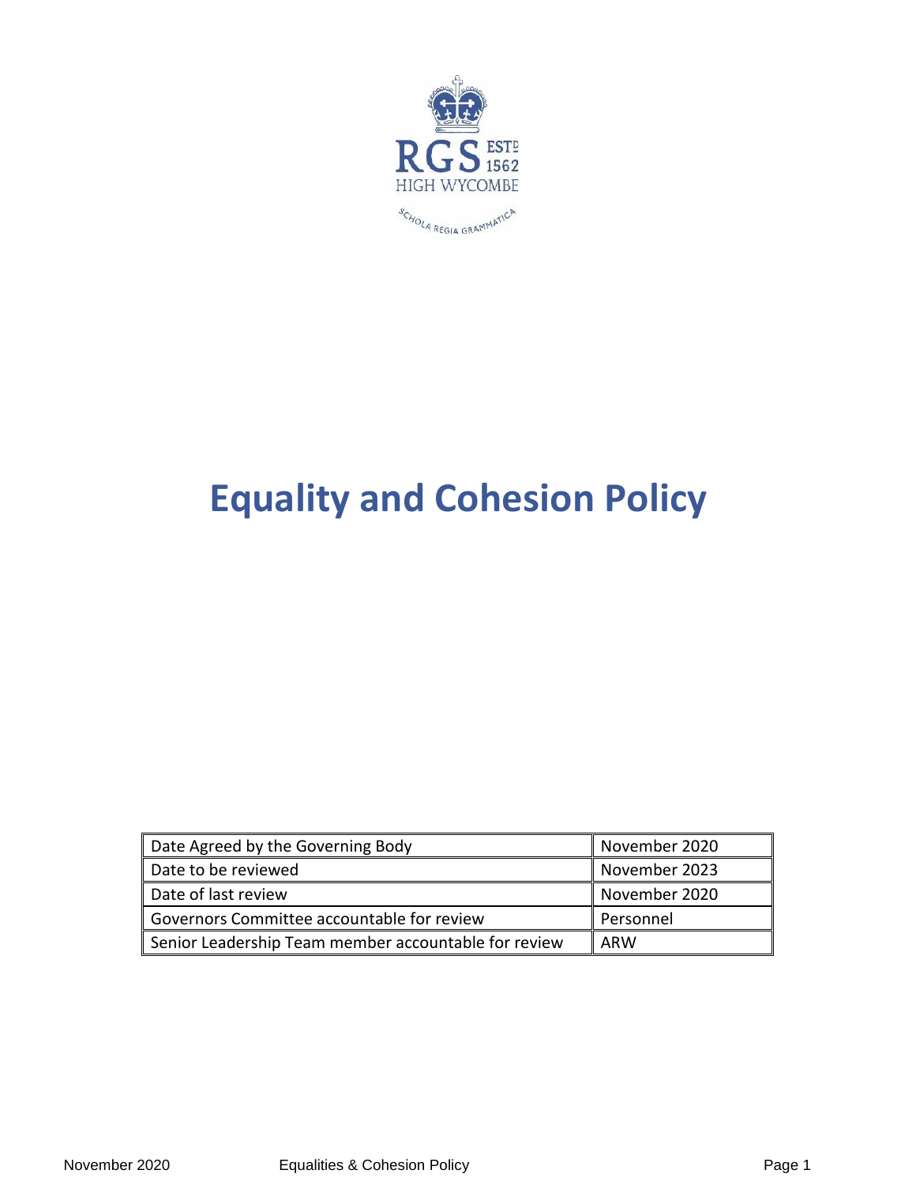RGS ESTD 1562
HIGH WYCOMBE
SCHOLA REGIA GRAMMATICA

# Equality and Cohesion Policy

| Date Agreed by the Governing Body | November 2020 |
|---|---|
| Date to be reviewed | November 2023 |
| Date of last review | November 2020 |
| Governors Committee accountable for review | Personnel |
| Senior Leadership Team member accountable for review | ARW |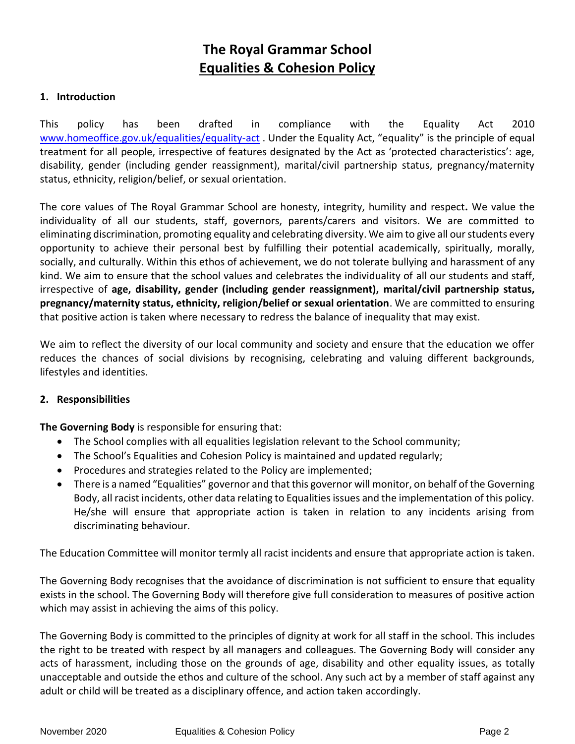# The Royal Grammar School
## Equalities & Cohesion Policy

### 1. Introduction

This policy has been drafted in compliance with the Equality Act 2010 www.homeoffice.gov.uk/equalities/equality-act . Under the Equality Act, "equality" is the principle of equal treatment for all people, irrespective of features designated by the Act as 'protected characteristics': age, disability, gender (including gender reassignment), marital/civil partnership status, pregnancy/maternity status, ethnicity, religion/belief, or sexual orientation.

The core values of The Royal Grammar School are honesty, integrity, humility and respect**.** We value the individuality of all our students, staff, governors, parents/carers and visitors. We are committed to eliminating discrimination, promoting equality and celebrating diversity. We aim to give all our students every opportunity to achieve their personal best by fulfilling their potential academically, spiritually, morally, socially, and culturally. Within this ethos of achievement, we do not tolerate bullying and harassment of any kind. We aim to ensure that the school values and celebrates the individuality of all our students and staff, irrespective of **age, disability, gender (including gender reassignment), marital/civil partnership status, pregnancy/maternity status, ethnicity, religion/belief or sexual orientation**. We are committed to ensuring that positive action is taken where necessary to redress the balance of inequality that may exist.

We aim to reflect the diversity of our local community and society and ensure that the education we offer reduces the chances of social divisions by recognising, celebrating and valuing different backgrounds, lifestyles and identities.

### 2. Responsibilities

**The Governing Body** is responsible for ensuring that:

- The School complies with all equalities legislation relevant to the School community;
- The School's Equalities and Cohesion Policy is maintained and updated regularly;
- Procedures and strategies related to the Policy are implemented;
- There is a named "Equalities" governor and that this governor will monitor, on behalf of the Governing Body, all racist incidents, other data relating to Equalities issues and the implementation of this policy. He/she will ensure that appropriate action is taken in relation to any incidents arising from discriminating behaviour.

The Education Committee will monitor termly all racist incidents and ensure that appropriate action is taken.

The Governing Body recognises that the avoidance of discrimination is not sufficient to ensure that equality exists in the school. The Governing Body will therefore give full consideration to measures of positive action which may assist in achieving the aims of this policy.

The Governing Body is committed to the principles of dignity at work for all staff in the school. This includes the right to be treated with respect by all managers and colleagues. The Governing Body will consider any acts of harassment, including those on the grounds of age, disability and other equality issues, as totally unacceptable and outside the ethos and culture of the school. Any such act by a member of staff against any adult or child will be treated as a disciplinary offence, and action taken accordingly.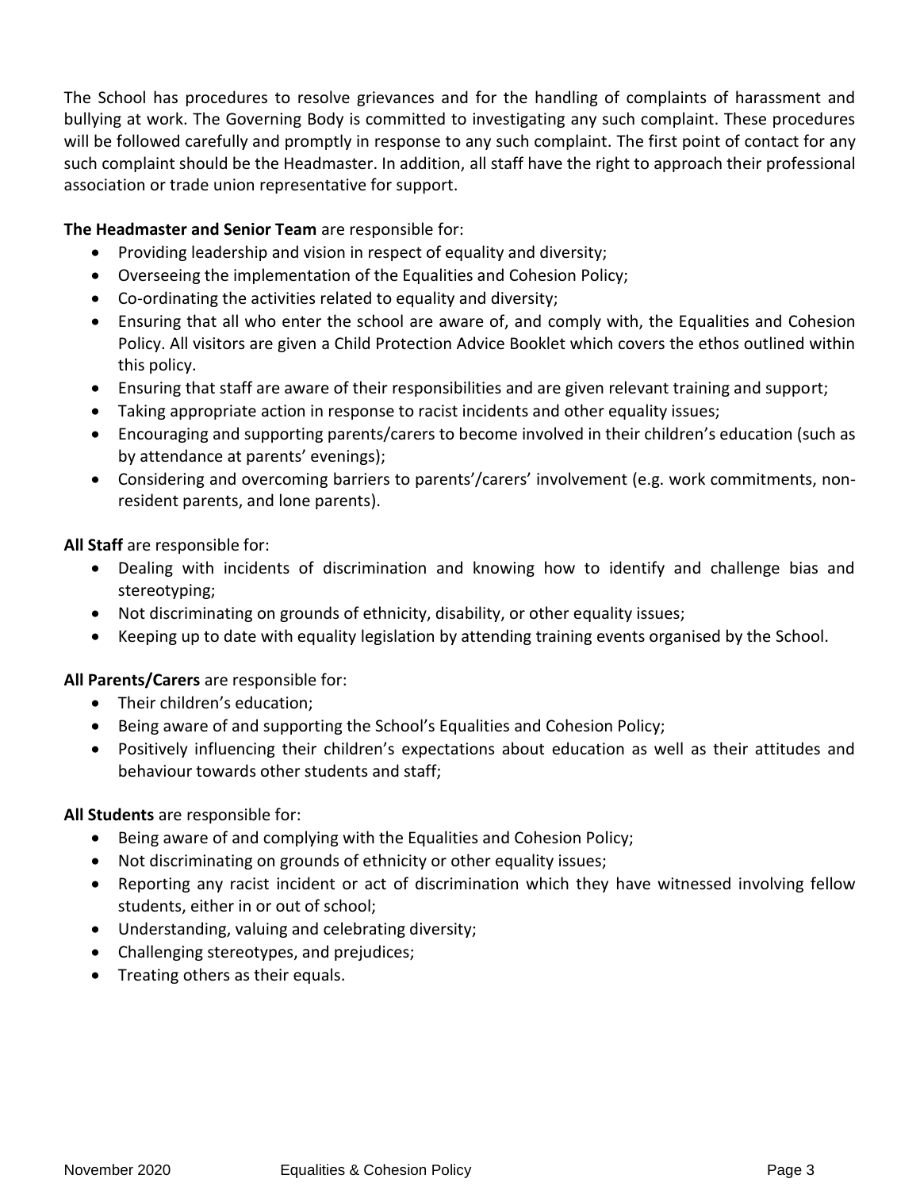The School has procedures to resolve grievances and for the handling of complaints of harassment and bullying at work. The Governing Body is committed to investigating any such complaint. These procedures will be followed carefully and promptly in response to any such complaint. The first point of contact for any such complaint should be the Headmaster. In addition, all staff have the right to approach their professional association or trade union representative for support.

**The Headmaster and Senior Team** are responsible for:

- Providing leadership and vision in respect of equality and diversity;
- Overseeing the implementation of the Equalities and Cohesion Policy;
- Co-ordinating the activities related to equality and diversity;
- Ensuring that all who enter the school are aware of, and comply with, the Equalities and Cohesion Policy. All visitors are given a Child Protection Advice Booklet which covers the ethos outlined within this policy.
- Ensuring that staff are aware of their responsibilities and are given relevant training and support;
- Taking appropriate action in response to racist incidents and other equality issues;
- Encouraging and supporting parents/carers to become involved in their children's education (such as by attendance at parents' evenings);
- Considering and overcoming barriers to parents'/carers' involvement (e.g. work commitments, non-resident parents, and lone parents).

**All Staff** are responsible for:

- Dealing with incidents of discrimination and knowing how to identify and challenge bias and stereotyping;
- Not discriminating on grounds of ethnicity, disability, or other equality issues;
- Keeping up to date with equality legislation by attending training events organised by the School.

**All Parents/Carers** are responsible for:

- Their children's education;
- Being aware of and supporting the School's Equalities and Cohesion Policy;
- Positively influencing their children's expectations about education as well as their attitudes and behaviour towards other students and staff;

**All Students** are responsible for:

- Being aware of and complying with the Equalities and Cohesion Policy;
- Not discriminating on grounds of ethnicity or other equality issues;
- Reporting any racist incident or act of discrimination which they have witnessed involving fellow students, either in or out of school;
- Understanding, valuing and celebrating diversity;
- Challenging stereotypes, and prejudices;
- Treating others as their equals.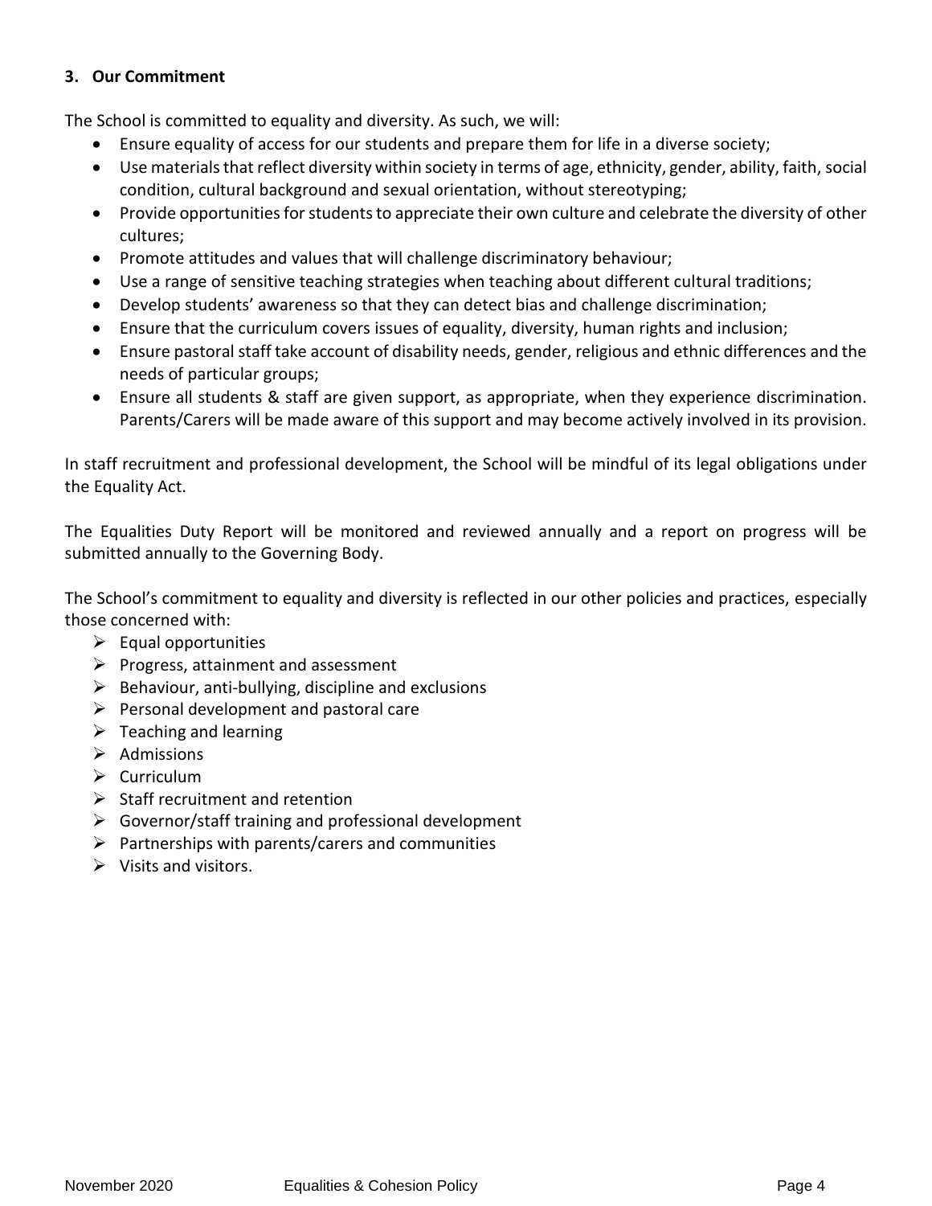### 3. Our Commitment

The School is committed to equality and diversity. As such, we will:

- Ensure equality of access for our students and prepare them for life in a diverse society;
- Use materials that reflect diversity within society in terms of age, ethnicity, gender, ability, faith, social condition, cultural background and sexual orientation, without stereotyping;
- Provide opportunities for students to appreciate their own culture and celebrate the diversity of other cultures;
- Promote attitudes and values that will challenge discriminatory behaviour;
- Use a range of sensitive teaching strategies when teaching about different cultural traditions;
- Develop students' awareness so that they can detect bias and challenge discrimination;
- Ensure that the curriculum covers issues of equality, diversity, human rights and inclusion;
- Ensure pastoral staff take account of disability needs, gender, religious and ethnic differences and the needs of particular groups;
- Ensure all students & staff are given support, as appropriate, when they experience discrimination. Parents/Carers will be made aware of this support and may become actively involved in its provision.

In staff recruitment and professional development, the School will be mindful of its legal obligations under the Equality Act.

The Equalities Duty Report will be monitored and reviewed annually and a report on progress will be submitted annually to the Governing Body.

The School's commitment to equality and diversity is reflected in our other policies and practices, especially those concerned with:

- Equal opportunities
- Progress, attainment and assessment
- Behaviour, anti-bullying, discipline and exclusions
- Personal development and pastoral care
- Teaching and learning
- Admissions
- Curriculum
- Staff recruitment and retention
- Governor/staff training and professional development
- Partnerships with parents/carers and communities
- Visits and visitors.